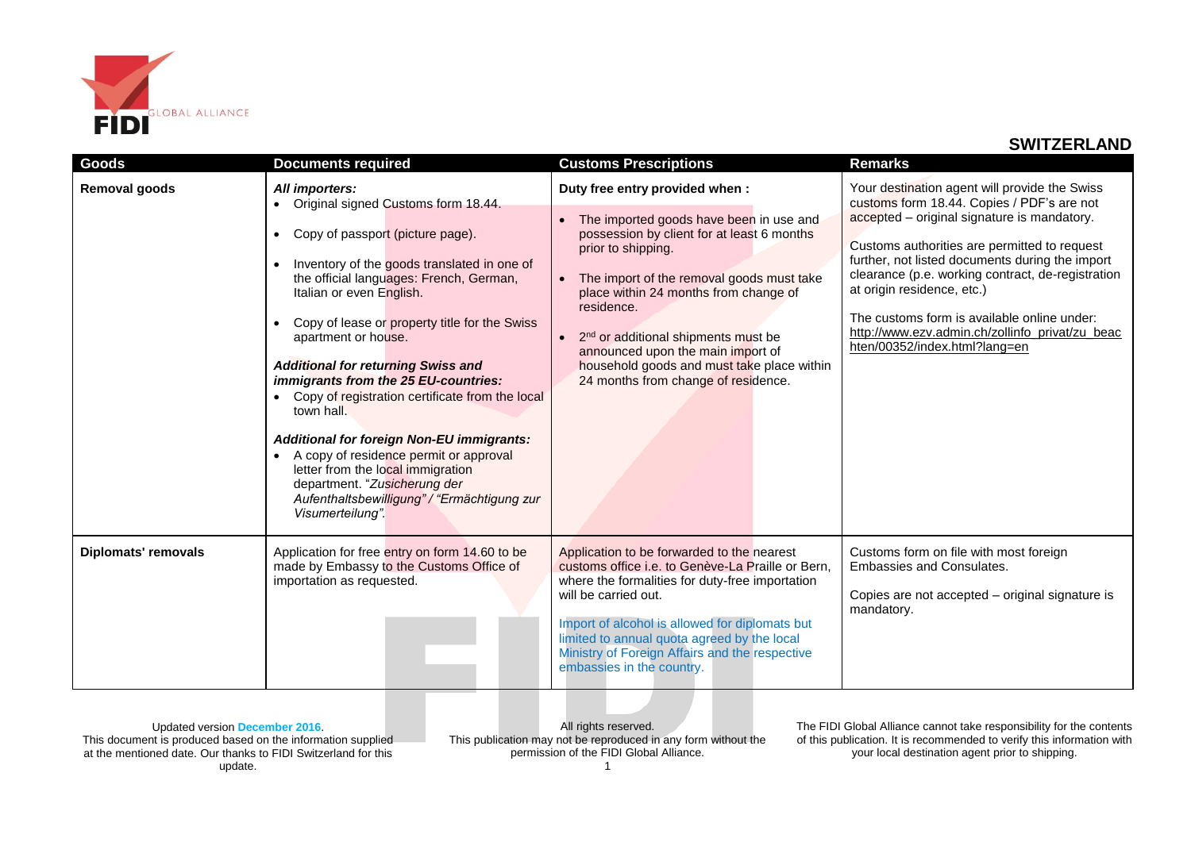## SWITZERLAND

| Goods | Documents required | Customs Prescriptions | Remarks |
|---|---|---|---|
| **Removal goods** | ***All importers:*** <br>• Original signed Customs form 18.44. <br>• Copy of passport (picture page). <br>• Inventory of the goods translated in one of the official languages: French, German, Italian or even English. <br>• Copy of lease or property title for the Swiss apartment or house. <br><br>***Additional for returning Swiss and immigrants from the 25 EU-countries:*** <br>• Copy of registration certificate from the local town hall. <br><br>***Additional for foreign Non-EU immigrants:*** <br>• A copy of residence permit or approval letter from the local immigration department. "*Zusicherung der Aufenthaltsbewilligung" / "Ermächtigung zur Visumerteilung".* | **Duty free entry provided when :** <br>• The imported goods have been in use and possession by client for at least 6 months prior to shipping. <br>• The import of the removal goods must take place within 24 months from change of residence. <br>• 2nd or additional shipments must be announced upon the main import of household goods and must take place within 24 months from change of residence. | Your destination agent will provide the Swiss customs form 18.44. Copies / PDF's are not accepted – original signature is mandatory. <br><br>Customs authorities are permitted to request further, not listed documents during the import clearance (p.e. working contract, de-registration at origin residence, etc.) <br><br>The customs form is available online under: http://www.ezv.admin.ch/zollinfo_privat/zu_beachten/00352/index.html?lang=en |
| **Diplomats' removals** | Application for free entry on form 14.60 to be made by Embassy to the Customs Office of importation as requested. | Application to be forwarded to the nearest customs office i.e. to Genève-La Praille or Bern, where the formalities for duty-free importation will be carried out. <br><br>Import of alcohol is allowed for diplomats but limited to annual quota agreed by the local Ministry of Foreign Affairs and the respective embassies in the country. | Customs form on file with most foreign Embassies and Consulates. <br><br>Copies are not accepted – original signature is mandatory. |

Updated version December 2016.
This document is produced based on the information supplied at the mentioned date. Our thanks to FIDI Switzerland for this update.

All rights reserved.
This publication may not be reproduced in any form without the permission of the FIDI Global Alliance.

The FIDI Global Alliance cannot take responsibility for the contents of this publication. It is recommended to verify this information with your local destination agent prior to shipping.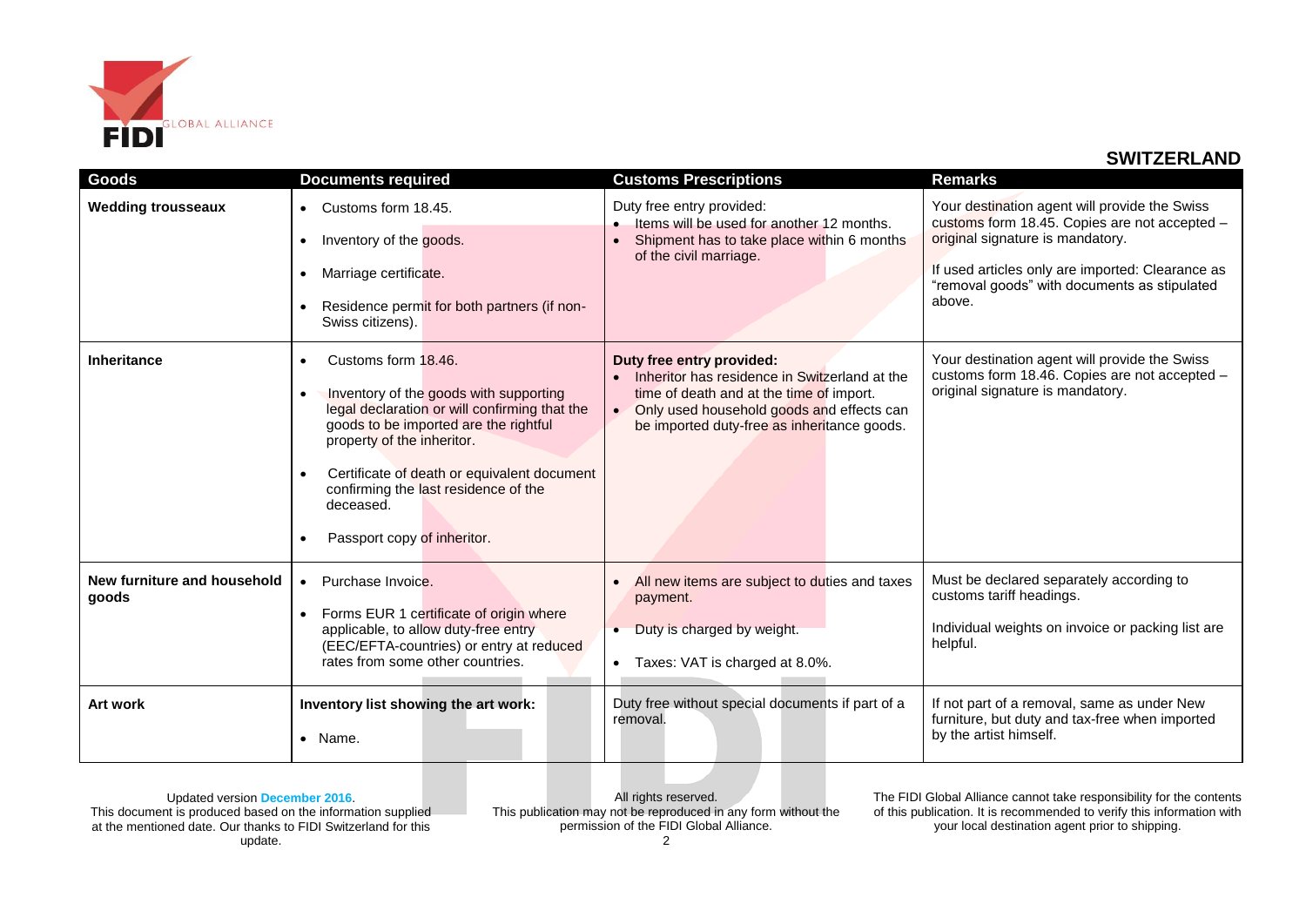## SWITZERLAND

| Goods | Documents required | Customs Prescriptions | Remarks |
|---|---|---|---|
| **Wedding trousseaux** | • Customs form 18.45.<br>• Inventory of the goods.<br>• Marriage certificate.<br>• Residence permit for both partners (if non-Swiss citizens). | Duty free entry provided:<br>• Items will be used for another 12 months.<br>• Shipment has to take place within 6 months of the civil marriage. | Your destination agent will provide the Swiss customs form 18.45. Copies are not accepted – original signature is mandatory.<br>If used articles only are imported: Clearance as "removal goods" with documents as stipulated above. |
| **Inheritance** | • Customs form 18.46.<br>• Inventory of the goods with supporting legal declaration or will confirming that the goods to be imported are the rightful property of the inheritor.<br>• Certificate of death or equivalent document confirming the last residence of the deceased.<br>• Passport copy of inheritor. | **Duty free entry provided:**<br>• Inheritor has residence in Switzerland at the time of death and at the time of import.<br>• Only used household goods and effects can be imported duty-free as inheritance goods. | Your destination agent will provide the Swiss customs form 18.46. Copies are not accepted – original signature is mandatory. |
| **New furniture and household goods** | • Purchase Invoice.<br>• Forms EUR 1 certificate of origin where applicable, to allow duty-free entry (EEC/EFTA-countries) or entry at reduced rates from some other countries. | • All new items are subject to duties and taxes payment.<br>• Duty is charged by weight.<br>• Taxes: VAT is charged at 8.0%. | Must be declared separately according to customs tariff headings.<br>Individual weights on invoice or packing list are helpful. |
| **Art work** | **Inventory list showing the art work:**<br>• Name. | Duty free without special documents if part of a removal. | If not part of a removal, same as under New furniture, but duty and tax-free when imported by the artist himself. |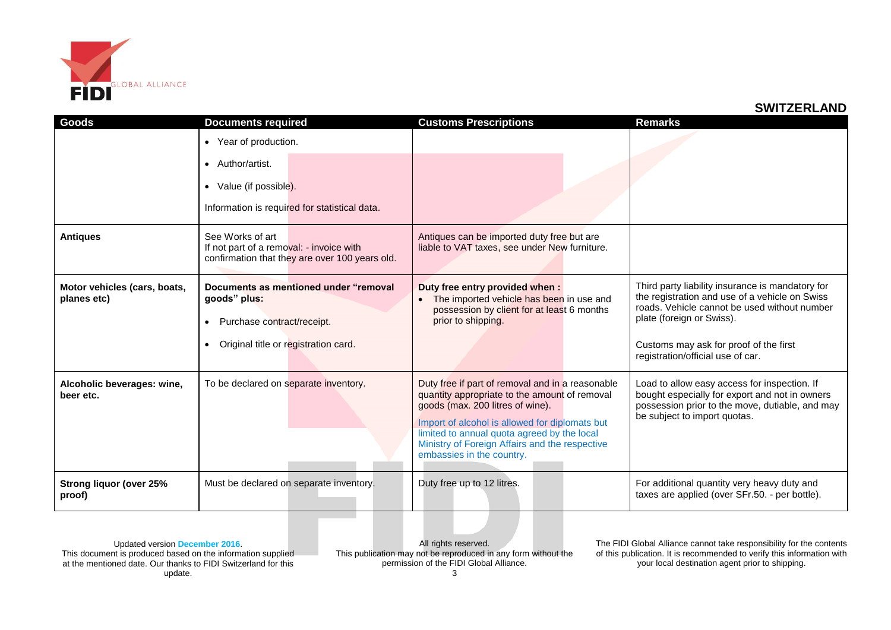## SWITZERLAND

| Goods | Documents required | Customs Prescriptions | Remarks |
|---|---|---|---|
| | • Year of production.<br>• Author/artist.<br>• Value (if possible).<br>Information is required for statistical data. | | |
| **Antiques** | See Works of art<br>If not part of a removal: - invoice with confirmation that they are over 100 years old. | Antiques can be imported duty free but are liable to VAT taxes, see under New furniture. | |
| **Motor vehicles (cars, boats, planes etc)** | **Documents as mentioned under "removal goods" plus:**<br>• Purchase contract/receipt.<br>• Original title or registration card. | **Duty free entry provided when :**<br>• The imported vehicle has been in use and possession by client for at least 6 months prior to shipping. | Third party liability insurance is mandatory for the registration and use of a vehicle on Swiss roads. Vehicle cannot be used without number plate (foreign or Swiss).<br>Customs may ask for proof of the first registration/official use of car. |
| **Alcoholic beverages: wine, beer etc.** | To be declared on separate inventory. | Duty free if part of removal and in a reasonable quantity appropriate to the amount of removal goods (max. 200 litres of wine).<br>Import of alcohol is allowed for diplomats but limited to annual quota agreed by the local Ministry of Foreign Affairs and the respective embassies in the country. | Load to allow easy access for inspection. If bought especially for export and not in owners possession prior to the move, dutiable, and may be subject to import quotas. |
| **Strong liquor (over 25% proof)** | Must be declared on separate inventory. | Duty free up to 12 litres. | For additional quantity very heavy duty and taxes are applied (over SFr.50. - per bottle). |

Updated version December 2016.
This document is produced based on the information supplied at the mentioned date. Our thanks to FIDI Switzerland for this update.

All rights reserved.
This publication may not be reproduced in any form without the permission of the FIDI Global Alliance.

The FIDI Global Alliance cannot take responsibility for the contents of this publication. It is recommended to verify this information with your local destination agent prior to shipping.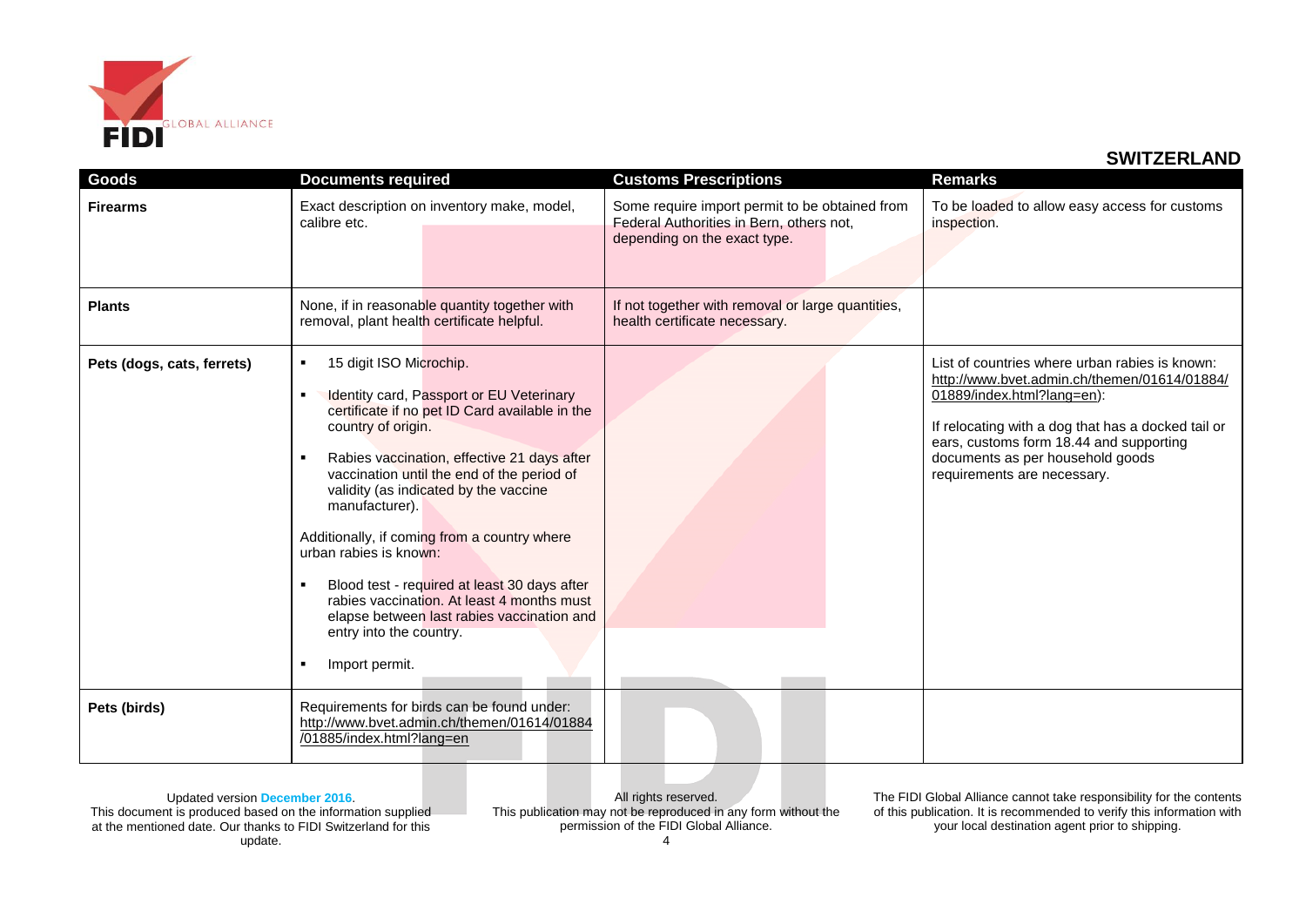## SWITZERLAND

| Goods | Documents required | Customs Prescriptions | Remarks |
|---|---|---|---|
| **Firearms** | Exact description on inventory make, model, calibre etc. | Some require import permit to be obtained from Federal Authorities in Bern, others not, depending on the exact type. | To be loaded to allow easy access for customs inspection. |
| **Plants** | None, if in reasonable quantity together with removal, plant health certificate helpful. | If not together with removal or large quantities, health certificate necessary. | |
| **Pets (dogs, cats, ferrets)** | ▪ 15 digit ISO Microchip.<br>▪ Identity card, Passport or EU Veterinary certificate if no pet ID Card available in the country of origin.<br>▪ Rabies vaccination, effective 21 days after vaccination until the end of the period of validity (as indicated by the vaccine manufacturer).<br>Additionally, if coming from a country where urban rabies is known:<br>▪ Blood test - required at least 30 days after rabies vaccination. At least 4 months must elapse between last rabies vaccination and entry into the country.<br>▪ Import permit. | | List of countries where urban rabies is known: http://www.bvet.admin.ch/themen/01614/01884/01889/index.html?lang=en):<br>If relocating with a dog that has a docked tail or ears, customs form 18.44 and supporting documents as per household goods requirements are necessary. |
| **Pets (birds)** | Requirements for birds can be found under: http://www.bvet.admin.ch/themen/01614/01884/01885/index.html?lang=en | | |

Updated version **December 2016**.
This document is produced based on the information supplied at the mentioned date. Our thanks to FIDI Switzerland for this update.

All rights reserved.
This publication may not be reproduced in any form without the permission of the FIDI Global Alliance.

The FIDI Global Alliance cannot take responsibility for the contents of this publication. It is recommended to verify this information with your local destination agent prior to shipping.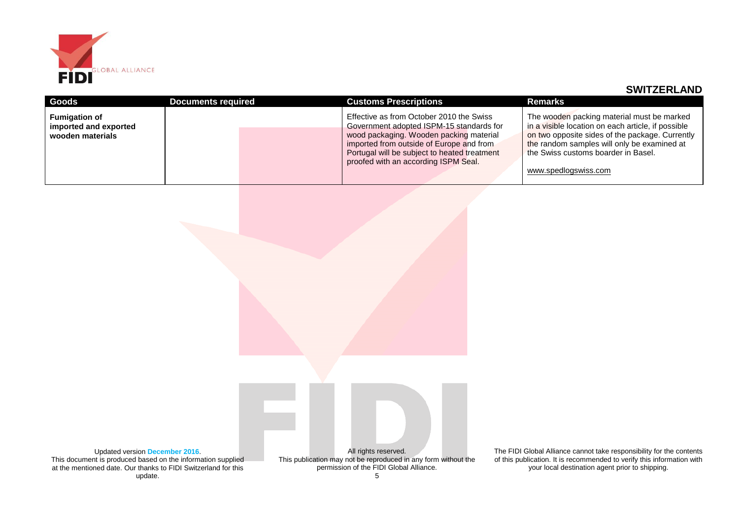## SWITZERLAND

| Goods | Documents required | Customs Prescriptions | Remarks |
| --- | --- | --- | --- |
| **Fumigation of imported and exported wooden materials** | | Effective as from October 2010 the Swiss Government adopted ISPM-15 standards for wood packaging. Wooden packing material imported from outside of Europe and from Portugal will be subject to heated treatment proofed with an according ISPM Seal. | The wooden packing material must be marked in a visible location on each article, if possible on two opposite sides of the package. Currently the random samples will only be examined at the Swiss customs boarder in Basel.<br><br>www.spedlogswiss.com |

Updated version **December 2016**.
This document is produced based on the information supplied at the mentioned date. Our thanks to FIDI Switzerland for this update.

All rights reserved.
This publication may not be reproduced in any form without the permission of the FIDI Global Alliance.

The FIDI Global Alliance cannot take responsibility for the contents of this publication. It is recommended to verify this information with your local destination agent prior to shipping.